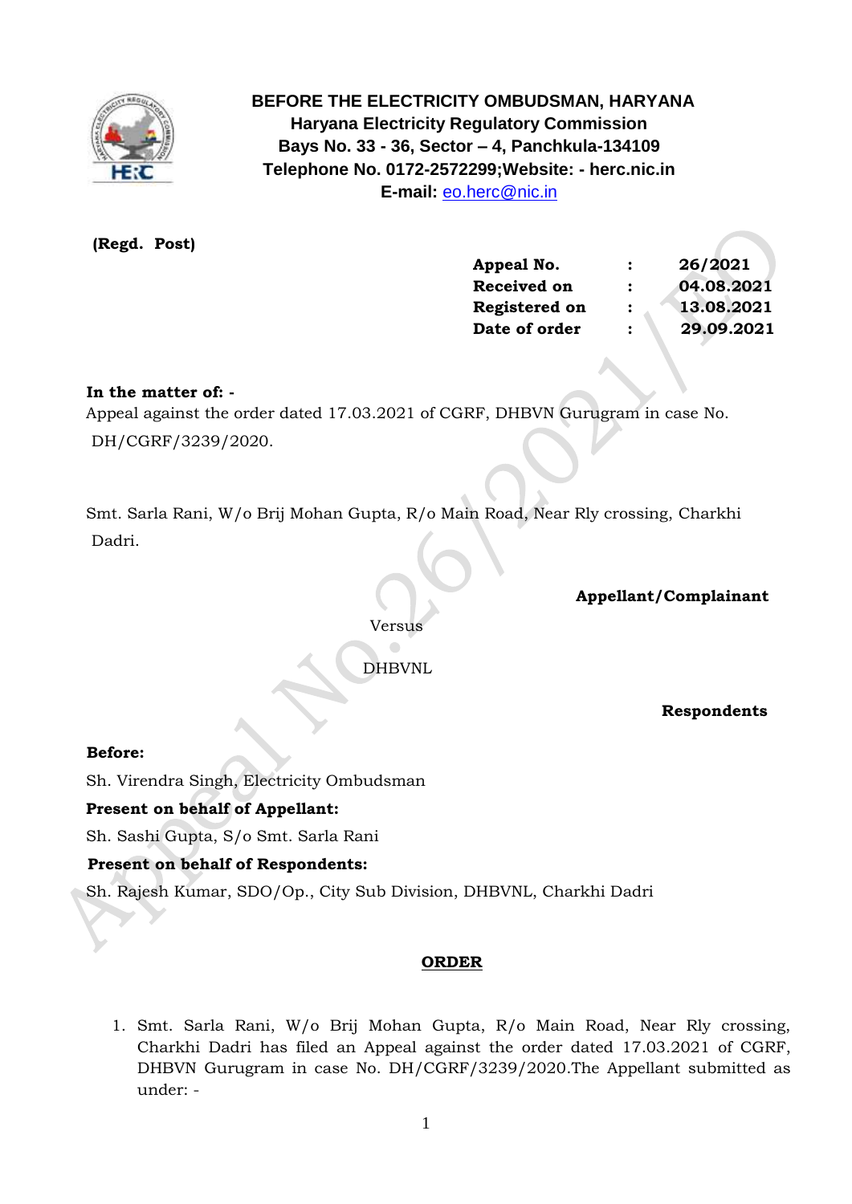**BEFORE THE ELECTRICITY OMBUDSMAN, HARYANA**
**Haryana Electricity Regulatory Commission**
**Bays No. 33 - 36, Sector – 4, Panchkula-134109**
**Telephone No. 0172-2572299;Website: - herc.nic.in**
**E-mail:** eo.herc@nic.in

**(Regd. Post)**

| | | |
|---|---|---|
| **Appeal No.** | **:** | **26/2021** |
| **Received on** | **:** | **04.08.2021** |
| **Registered on** | **:** | **13.08.2021** |
| **Date of order** | **:** | **29.09.2021** |

**In the matter of: -**
Appeal against the order dated 17.03.2021 of CGRF, DHBVN Gurugram in case No. DH/CGRF/3239/2020.

Smt. Sarla Rani, W/o Brij Mohan Gupta, R/o Main Road, Near Rly crossing, Charkhi Dadri.

**Appellant/Complainant**

Versus

DHBVNL

**Respondents**

**Before:**
Sh. Virendra Singh, Electricity Ombudsman

**Present on behalf of Appellant:**
Sh. Sashi Gupta, S/o Smt. Sarla Rani

**Present on behalf of Respondents:**
Sh. Rajesh Kumar, SDO/Op., City Sub Division, DHBVNL, Charkhi Dadri

**ORDER**

1. Smt. Sarla Rani, W/o Brij Mohan Gupta, R/o Main Road, Near Rly crossing, Charkhi Dadri has filed an Appeal against the order dated 17.03.2021 of CGRF, DHBVN Gurugram in case No. DH/CGRF/3239/2020.The Appellant submitted as under: -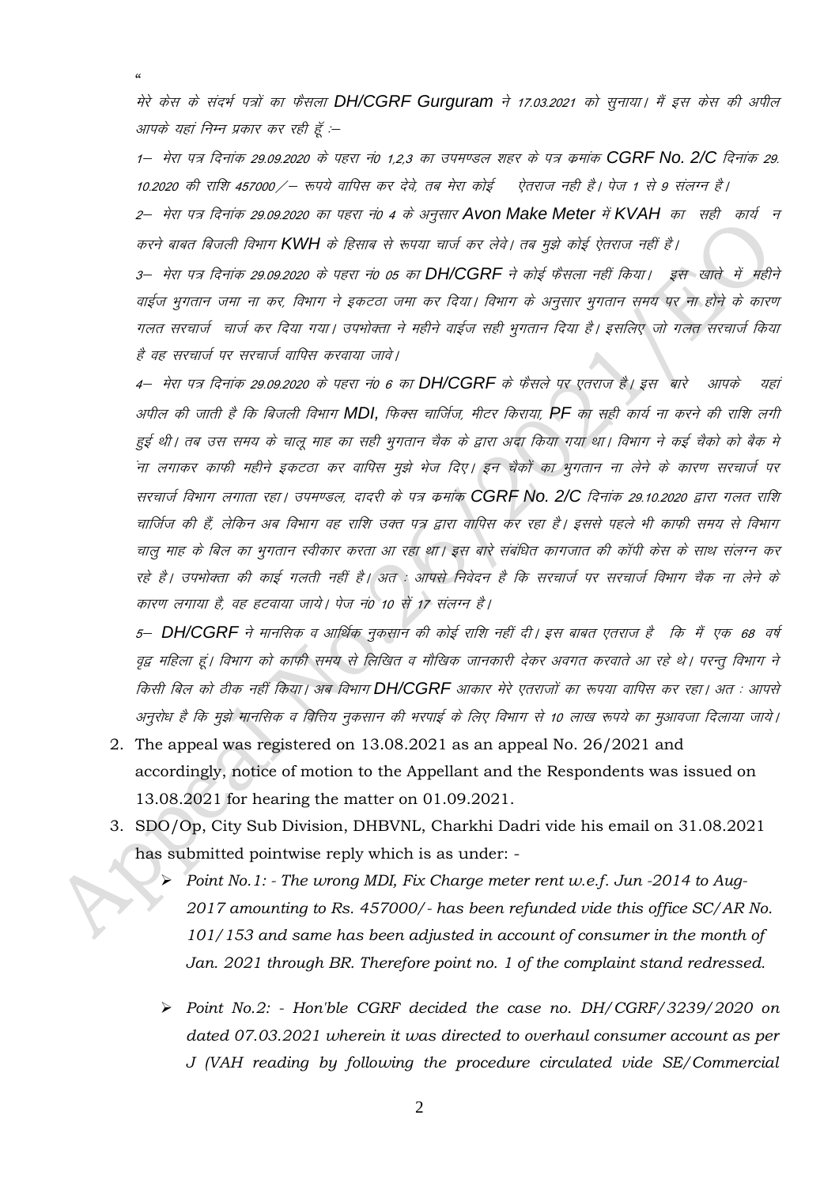"

मेरे केस के संदर्भ पत्रों का फैसला *DH/CGRF Gurguram* ने 17.03.2021 को सुनाया। मैं इस केस की अपील आपके यहां निम्न प्रकार कर रही हूँ :–

1– मेरा पत्र दिनांक 29.09.2020 के पहरा नं0 1,2,3 का उपमण्डल शहर के पत्र क्रमांक *CGRF No. 2/C* दिनांक 29.10.2020 की राशि 457000/– रूपये वापिस कर देवे, तब मेरा कोई ऐतराज नही है। पेज 1 से 9 संलग्न है।

2– मेरा पत्र दिनांक 29.09.2020 का पहरा नं0 4 के अनुसार *Avon Make Meter* में *KVAH* का सही कार्य न करने बाबत बिजली विभाग *KWH* के हिसाब से रूपया चार्ज कर लेवे। तब मुझे कोई ऐतराज नहीं है।

3– मेरा पत्र दिनांक 29.09.2020 के पहरा नं0 05 का *DH/CGRF* ने कोई फैसला नहीं किया। इस खाते में महीने वाईज भुगतान जमा ना कर, विभाग ने इकटठा जमा कर दिया। विभाग के अनुसार भुगतान समय पर ना होने के कारण गलत सरचार्ज चार्ज कर दिया गया। उपभोक्ता ने महीने वाईज सही भुगतान दिया है। इसलिए जो गलत सरचार्ज किया है वह सरचार्ज पर सरचार्ज वापिस करवाया जावे।

4– मेरा पत्र दिनांक 29.09.2020 के पहरा नं0 6 का *DH/CGRF* के फैसले पर एतराज है। इस बारे आपके यहां अपील की जाती है कि बिजली विभाग *MDI*, फिक्स चार्जिज, मीटर किराया, *PF* का सही कार्य ना करने की राशि लगी हुई थी। तब उस समय के चालू माह का सही भुगतान चैक के द्वारा अदा किया गया था। विभाग ने कई चैको को बैंक मे ना लगाकर काफी महीने इकटठा कर वापिस मुझे भेज दिए। इन चैकों का भुगतान ना लेने के कारण सरचार्ज पर सरचार्ज विभाग लगाता रहा। उपमण्डल, दादरी के पत्र क्रमांक *CGRF No. 2/C* दिनांक 29.10.2020 द्वारा गलत राशि चार्जिज की हैं, लेकिन अब विभाग वह राशि उक्त पत्र द्वारा वापिस कर रहा है। इससे पहले भी काफी समय से विभाग चालु माह के बिल का भुगतान स्वीकार करता आ रहा था। इस बारे संबंधित कागजात की कॉपी केस के साथ संलग्न कर रहे है। उपभोक्ता की काई गलती नहीं है। अत : आपसे निवेदन है कि सरचार्ज पर सरचार्ज विभाग चैक ना लेने के कारण लगाया है, वह हटवाया जाये। पेज नं0 10 से 17 संलग्न है।

5– *DH/CGRF* ने मानसिक व आर्थिक नुकसान की कोई राशि नहीं दी। इस बाबत एतराज है कि मैं एक 68 वर्ष वृद्व महिला हूं। विभाग को काफी समय से लिखित व मौखिक जानकारी देकर अवगत करवाते आ रहे थे। परन्तु विभाग ने किसी बिल को ठीक नहीं किया। अब विभाग *DH/CGRF* आकार मेरे एतराजों का रूपया वापिस कर रहा। अत : आपसे अनुरोध है कि मुझे मानसिक व वित्तिय नुकसान की भरपाई के लिए विभाग से 10 लाख रूपये का मुआवजा दिलाया जाये।

2. The appeal was registered on 13.08.2021 as an appeal No. 26/2021 and accordingly, notice of motion to the Appellant and the Respondents was issued on 13.08.2021 for hearing the matter on 01.09.2021.

3. SDO/Op, City Sub Division, DHBVNL, Charkhi Dadri vide his email on 31.08.2021 has submitted pointwise reply which is as under: -

   - *Point No.1: - The wrong MDI, Fix Charge meter rent w.e.f. Jun -2014 to Aug-2017 amounting to Rs. 457000/- has been refunded vide this office SC/AR No. 101/153 and same has been adjusted in account of consumer in the month of Jan. 2021 through BR. Therefore point no. 1 of the complaint stand redressed.*

   - *Point No.2: - Hon'ble CGRF decided the case no. DH/CGRF/3239/2020 on dated 07.03.2021 wherein it was directed to overhaul consumer account as per J (VAH reading by following the procedure circulated vide SE/Commercial*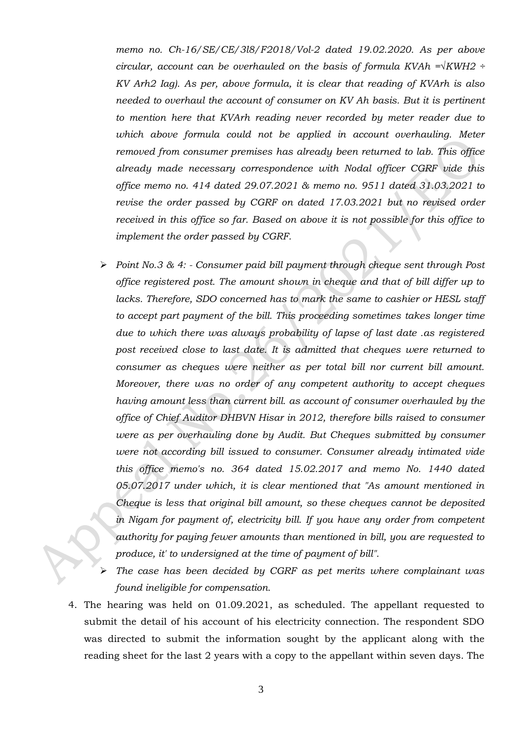*memo no. Ch-16/SE/CE/3l8/F2018/Vol-2 dated 19.02.2020. As per above circular, account can be overhauled on the basis of formula KVAh =√KWH2 ÷ KV Arh2 Iag). As per, above formula, it is clear that reading of KVArh is also needed to overhaul the account of consumer on KV Ah basis. But it is pertinent to mention here that KVArh reading never recorded by meter reader due to which above formula could not be applied in account overhauling. Meter removed from consumer premises has already been returned to lab. This office already made necessary correspondence with Nodal officer CGRF vide this office memo no. 414 dated 29.07.2021 & memo no. 9511 dated 31.03.2021 to revise the order passed by CGRF on dated 17.03.2021 but no revised order received in this office so far. Based on above it is not possible for this office to implement the order passed by CGRF.*

- *Point No.3 & 4: - Consumer paid bill payment through cheque sent through Post office registered post. The amount shown in cheque and that of bill differ up to lacks. Therefore, SDO concerned has to mark the same to cashier or HESL staff to accept part payment of the bill. This proceeding sometimes takes longer time due to which there was always probability of lapse of last date .as registered post received close to last date. It is admitted that cheques were returned to consumer as cheques were neither as per total bill nor current bill amount. Moreover, there was no order of any competent authority to accept cheques having amount less than current bill. as account of consumer overhauled by the office of Chief Auditor DHBVN Hisar in 2012, therefore bills raised to consumer were as per overhauling done by Audit. But Cheques submitted by consumer were not according bill issued to consumer. Consumer already intimated vide this office memo's no. 364 dated 15.02.2017 and memo No. 1440 dated 05.07.2017 under which, it is clear mentioned that "As amount mentioned in Cheque is less that original bill amount, so these cheques cannot be deposited in Nigam for payment of, electricity bill. If you have any order from competent authority for paying fewer amounts than mentioned in bill, you are requested to produce, it' to undersigned at the time of payment of bill".*
- *The case has been decided by CGRF as pet merits where complainant was found ineligible for compensation.*

4. The hearing was held on 01.09.2021, as scheduled. The appellant requested to submit the detail of his account of his electricity connection. The respondent SDO was directed to submit the information sought by the applicant along with the reading sheet for the last 2 years with a copy to the appellant within seven days. The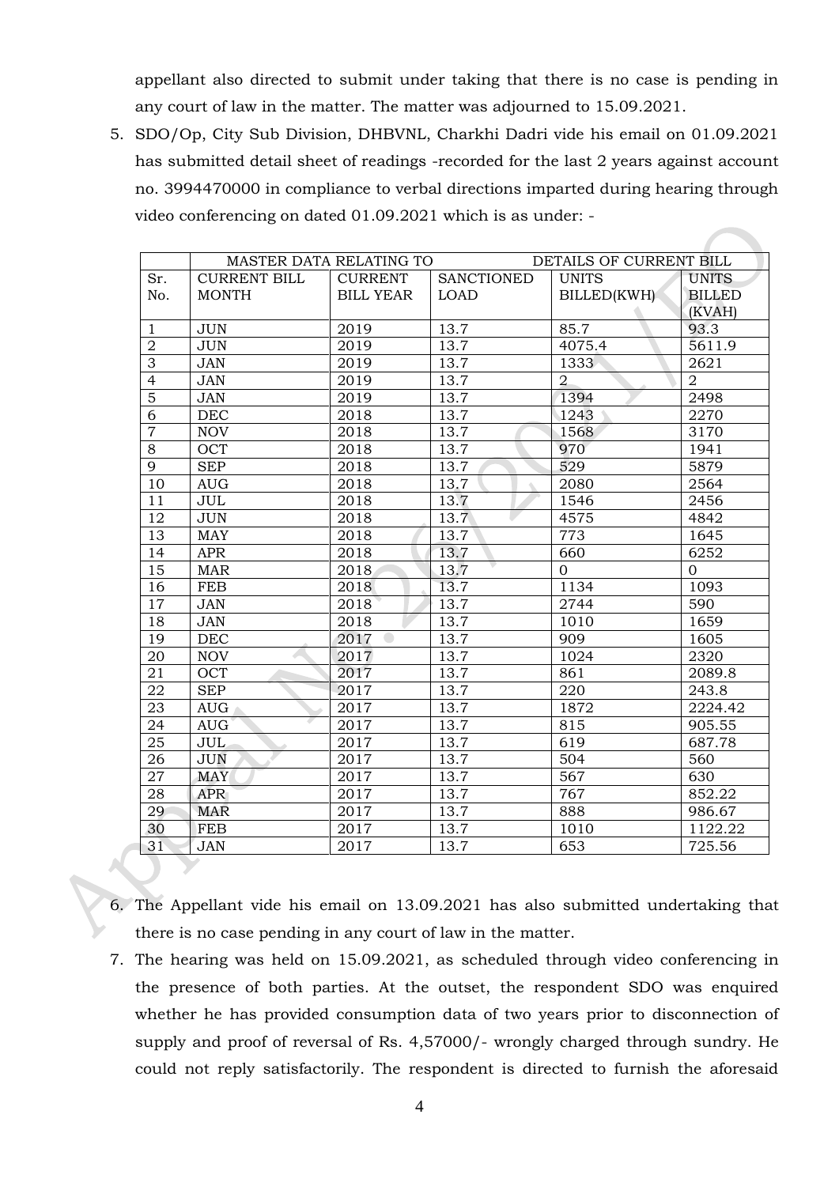appellant also directed to submit under taking that there is no case is pending in any court of law in the matter. The matter was adjourned to 15.09.2021.

5. SDO/Op, City Sub Division, DHBVNL, Charkhi Dadri vide his email on 01.09.2021 has submitted detail sheet of readings -recorded for the last 2 years against account no. 3994470000 in compliance to verbal directions imparted during hearing through video conferencing on dated 01.09.2021 which is as under: -

| | MASTER DATA RELATING TO | | | DETAILS OF CURRENT BILL | |
|---|---|---|---|---|---|
| Sr. No. | CURRENT BILL MONTH | CURRENT BILL YEAR | SANCTIONED LOAD | UNITS BILLED(KWH) | UNITS BILLED (KVAH) |
| 1 | JUN | 2019 | 13.7 | 85.7 | 93.3 |
| 2 | JUN | 2019 | 13.7 | 4075.4 | 5611.9 |
| 3 | JAN | 2019 | 13.7 | 1333 | 2621 |
| 4 | JAN | 2019 | 13.7 | 2 | 2 |
| 5 | JAN | 2019 | 13.7 | 1394 | 2498 |
| 6 | DEC | 2018 | 13.7 | 1243 | 2270 |
| 7 | NOV | 2018 | 13.7 | 1568 | 3170 |
| 8 | OCT | 2018 | 13.7 | 970 | 1941 |
| 9 | SEP | 2018 | 13.7 | 529 | 5879 |
| 10 | AUG | 2018 | 13.7 | 2080 | 2564 |
| 11 | JUL | 2018 | 13.7 | 1546 | 2456 |
| 12 | JUN | 2018 | 13.7 | 4575 | 4842 |
| 13 | MAY | 2018 | 13.7 | 773 | 1645 |
| 14 | APR | 2018 | 13.7 | 660 | 6252 |
| 15 | MAR | 2018 | 13.7 | 0 | 0 |
| 16 | FEB | 2018 | 13.7 | 1134 | 1093 |
| 17 | JAN | 2018 | 13.7 | 2744 | 590 |
| 18 | JAN | 2018 | 13.7 | 1010 | 1659 |
| 19 | DEC | 2017 | 13.7 | 909 | 1605 |
| 20 | NOV | 2017 | 13.7 | 1024 | 2320 |
| 21 | OCT | 2017 | 13.7 | 861 | 2089.8 |
| 22 | SEP | 2017 | 13.7 | 220 | 243.8 |
| 23 | AUG | 2017 | 13.7 | 1872 | 2224.42 |
| 24 | AUG | 2017 | 13.7 | 815 | 905.55 |
| 25 | JUL | 2017 | 13.7 | 619 | 687.78 |
| 26 | JUN | 2017 | 13.7 | 504 | 560 |
| 27 | MAY | 2017 | 13.7 | 567 | 630 |
| 28 | APR | 2017 | 13.7 | 767 | 852.22 |
| 29 | MAR | 2017 | 13.7 | 888 | 986.67 |
| 30 | FEB | 2017 | 13.7 | 1010 | 1122.22 |
| 31 | JAN | 2017 | 13.7 | 653 | 725.56 |

6. The Appellant vide his email on 13.09.2021 has also submitted undertaking that there is no case pending in any court of law in the matter.

7. The hearing was held on 15.09.2021, as scheduled through video conferencing in the presence of both parties. At the outset, the respondent SDO was enquired whether he has provided consumption data of two years prior to disconnection of supply and proof of reversal of Rs. 4,57000/- wrongly charged through sundry. He could not reply satisfactorily. The respondent is directed to furnish the aforesaid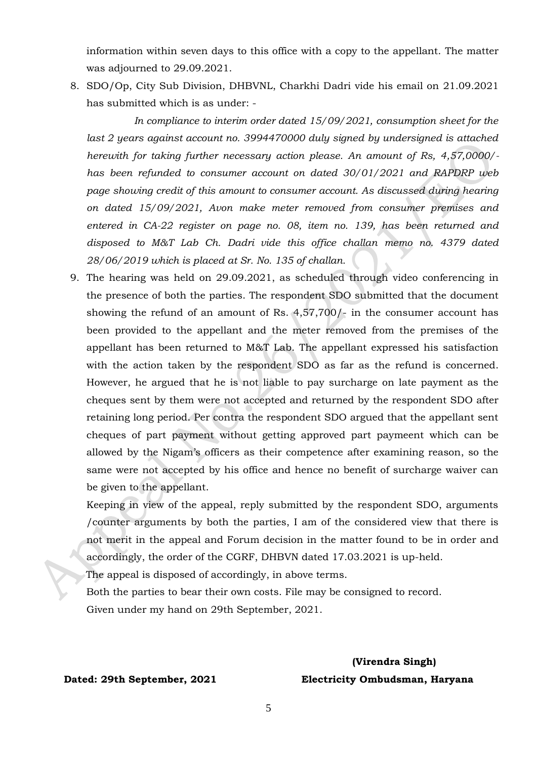information within seven days to this office with a copy to the appellant. The matter was adjourned to 29.09.2021.

8. SDO/Op, City Sub Division, DHBVNL, Charkhi Dadri vide his email on 21.09.2021 has submitted which is as under: -

   *In compliance to interim order dated 15/09/2021, consumption sheet for the last 2 years against account no. 3994470000 duly signed by undersigned is attached herewith for taking further necessary action please. An amount of Rs, 4,57,0000/- has been refunded to consumer account on dated 30/01/2021 and RAPDRP web page showing credit of this amount to consumer account. As discussed during hearing on dated 15/09/2021, Avon make meter removed from consumer premises and entered in CA-22 register on page no. 08, item no. 139, has been returned and disposed to M&T Lab Ch. Dadri vide this office challan memo no. 4379 dated 28/06/2019 which is placed at Sr. No. 135 of challan.*

9. The hearing was held on 29.09.2021, as scheduled through video conferencing in the presence of both the parties. The respondent SDO submitted that the document showing the refund of an amount of Rs. 4,57,700/- in the consumer account has been provided to the appellant and the meter removed from the premises of the appellant has been returned to M&T Lab. The appellant expressed his satisfaction with the action taken by the respondent SDO as far as the refund is concerned. However, he argued that he is not liable to pay surcharge on late payment as the cheques sent by them were not accepted and returned by the respondent SDO after retaining long period. Per contra the respondent SDO argued that the appellant sent cheques of part payment without getting approved part paymeent which can be allowed by the Nigam's officers as their competence after examining reason, so the same were not accepted by his office and hence no benefit of surcharge waiver can be given to the appellant.

   Keeping in view of the appeal, reply submitted by the respondent SDO, arguments /counter arguments by both the parties, I am of the considered view that there is not merit in the appeal and Forum decision in the matter found to be in order and accordingly, the order of the CGRF, DHBVN dated 17.03.2021 is up-held.

   The appeal is disposed of accordingly, in above terms.

   Both the parties to bear their own costs. File may be consigned to record.

   Given under my hand on 29th September, 2021.

**(Virendra Singh)**
**Electricity Ombudsman, Haryana**

**Dated: 29th September, 2021**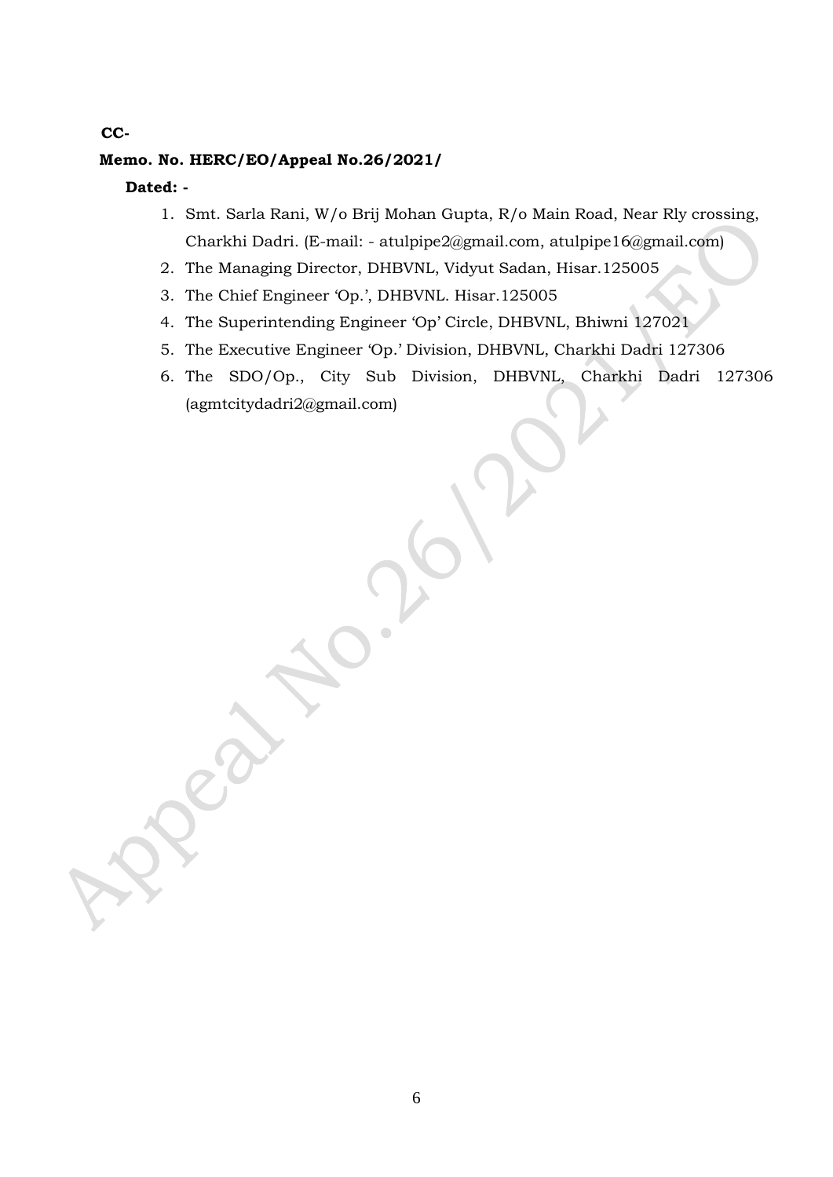**CC-**

**Memo. No. HERC/EO/Appeal No.26/2021/**

**Dated: -**

1. Smt. Sarla Rani, W/o Brij Mohan Gupta, R/o Main Road, Near Rly crossing, Charkhi Dadri. (E-mail: - atulpipe2@gmail.com, atulpipe16@gmail.com)
2. The Managing Director, DHBVNL, Vidyut Sadan, Hisar.125005
3. The Chief Engineer 'Op.', DHBVNL. Hisar.125005
4. The Superintending Engineer 'Op' Circle, DHBVNL, Bhiwni 127021
5. The Executive Engineer 'Op.' Division, DHBVNL, Charkhi Dadri 127306
6. The SDO/Op., City Sub Division, DHBVNL, Charkhi Dadri 127306 (agmtcitydadri2@gmail.com)